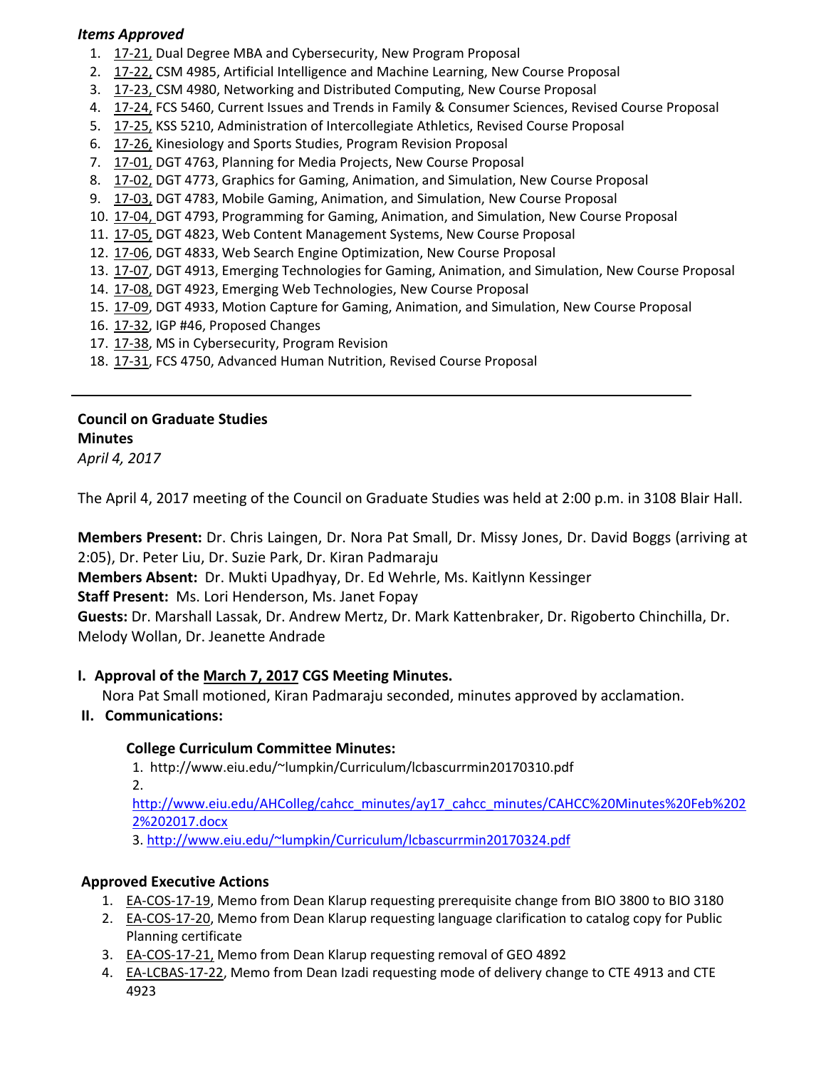*Items Approved*

1. 17-21, Dual Degree MBA and Cybersecurity, New Program Proposal
2. 17-22, CSM 4985, Artificial Intelligence and Machine Learning, New Course Proposal
3. 17-23, CSM 4980, Networking and Distributed Computing, New Course Proposal
4. 17-24, FCS 5460, Current Issues and Trends in Family & Consumer Sciences, Revised Course Proposal
5. 17-25, KSS 5210, Administration of Intercollegiate Athletics, Revised Course Proposal
6. 17-26, Kinesiology and Sports Studies, Program Revision Proposal
7. 17-01, DGT 4763, Planning for Media Projects, New Course Proposal
8. 17-02, DGT 4773, Graphics for Gaming, Animation, and Simulation, New Course Proposal
9. 17-03, DGT 4783, Mobile Gaming, Animation, and Simulation, New Course Proposal
10. 17-04, DGT 4793, Programming for Gaming, Animation, and Simulation, New Course Proposal
11. 17-05, DGT 4823, Web Content Management Systems, New Course Proposal
12. 17-06, DGT 4833, Web Search Engine Optimization, New Course Proposal
13. 17-07, DGT 4913, Emerging Technologies for Gaming, Animation, and Simulation, New Course Proposal
14. 17-08, DGT 4923, Emerging Web Technologies, New Course Proposal
15. 17-09, DGT 4933, Motion Capture for Gaming, Animation, and Simulation, New Course Proposal
16. 17-32, IGP #46, Proposed Changes
17. 17-38, MS in Cybersecurity, Program Revision
18. 17-31, FCS 4750, Advanced Human Nutrition, Revised Course Proposal

---

**Council on Graduate Studies**
**Minutes**
*April 4, 2017*

The April 4, 2017 meeting of the Council on Graduate Studies was held at 2:00 p.m. in 3108 Blair Hall.

**Members Present:** Dr. Chris Laingen, Dr. Nora Pat Small, Dr. Missy Jones, Dr. David Boggs (arriving at 2:05), Dr. Peter Liu, Dr. Suzie Park, Dr. Kiran Padmaraju
**Members Absent:** Dr. Mukti Upadhyay, Dr. Ed Wehrle, Ms. Kaitlynn Kessinger
**Staff Present:** Ms. Lori Henderson, Ms. Janet Fopay
**Guests:** Dr. Marshall Lassak, Dr. Andrew Mertz, Dr. Mark Kattenbraker, Dr. Rigoberto Chinchilla, Dr. Melody Wollan, Dr. Jeanette Andrade

**I. Approval of the March 7, 2017 CGS Meeting Minutes.**

Nora Pat Small motioned, Kiran Padmaraju seconded, minutes approved by acclamation.

**II. Communications:**

**College Curriculum Committee Minutes:**

1. http://www.eiu.edu/~lumpkin/Curriculum/lcbascurrmin20170310.pdf
2. http://www.eiu.edu/AHColleg/cahcc_minutes/ay17_cahcc_minutes/CAHCC%20Minutes%20Feb%2022%202017.docx
3. http://www.eiu.edu/~lumpkin/Curriculum/lcbascurrmin20170324.pdf

**Approved Executive Actions**

1. EA-COS-17-19, Memo from Dean Klarup requesting prerequisite change from BIO 3800 to BIO 3180
2. EA-COS-17-20, Memo from Dean Klarup requesting language clarification to catalog copy for Public Planning certificate
3. EA-COS-17-21, Memo from Dean Klarup requesting removal of GEO 4892
4. EA-LCBAS-17-22, Memo from Dean Izadi requesting mode of delivery change to CTE 4913 and CTE 4923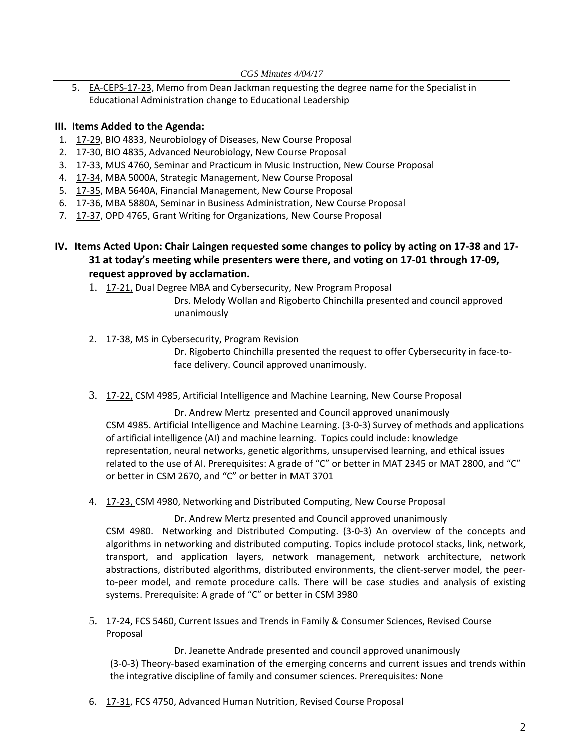5. EA-CEPS-17-23, Memo from Dean Jackman requesting the degree name for the Specialist in Educational Administration change to Educational Leadership

## III. Items Added to the Agenda:

1. 17-29, BIO 4833, Neurobiology of Diseases, New Course Proposal
2. 17-30, BIO 4835, Advanced Neurobiology, New Course Proposal
3. 17-33, MUS 4760, Seminar and Practicum in Music Instruction, New Course Proposal
4. 17-34, MBA 5000A, Strategic Management, New Course Proposal
5. 17-35, MBA 5640A, Financial Management, New Course Proposal
6. 17-36, MBA 5880A, Seminar in Business Administration, New Course Proposal
7. 17-37, OPD 4765, Grant Writing for Organizations, New Course Proposal

## IV. Items Acted Upon: Chair Laingen requested some changes to policy by acting on 17-38 and 17-31 at today's meeting while presenters were there, and voting on 17-01 through 17-09, request approved by acclamation.

1. 17-21, Dual Degree MBA and Cybersecurity, New Program Proposal

   Drs. Melody Wollan and Rigoberto Chinchilla presented and council approved unanimously

2. 17-38, MS in Cybersecurity, Program Revision

   Dr. Rigoberto Chinchilla presented the request to offer Cybersecurity in face-to-face delivery. Council approved unanimously.

3. 17-22, CSM 4985, Artificial Intelligence and Machine Learning, New Course Proposal

   Dr. Andrew Mertz presented and Council approved unanimously

   CSM 4985. Artificial Intelligence and Machine Learning. (3-0-3) Survey of methods and applications of artificial intelligence (AI) and machine learning. Topics could include: knowledge representation, neural networks, genetic algorithms, unsupervised learning, and ethical issues related to the use of AI. Prerequisites: A grade of "C" or better in MAT 2345 or MAT 2800, and "C" or better in CSM 2670, and "C" or better in MAT 3701

4. 17-23, CSM 4980, Networking and Distributed Computing, New Course Proposal

   Dr. Andrew Mertz presented and Council approved unanimously

   CSM 4980. Networking and Distributed Computing. (3-0-3) An overview of the concepts and algorithms in networking and distributed computing. Topics include protocol stacks, link, network, transport, and application layers, network management, network architecture, network abstractions, distributed algorithms, distributed environments, the client-server model, the peer-to-peer model, and remote procedure calls. There will be case studies and analysis of existing systems. Prerequisite: A grade of "C" or better in CSM 3980

5. 17-24, FCS 5460, Current Issues and Trends in Family & Consumer Sciences, Revised Course Proposal

   Dr. Jeanette Andrade presented and council approved unanimously

   (3-0-3) Theory-based examination of the emerging concerns and current issues and trends within the integrative discipline of family and consumer sciences. Prerequisites: None

6. 17-31, FCS 4750, Advanced Human Nutrition, Revised Course Proposal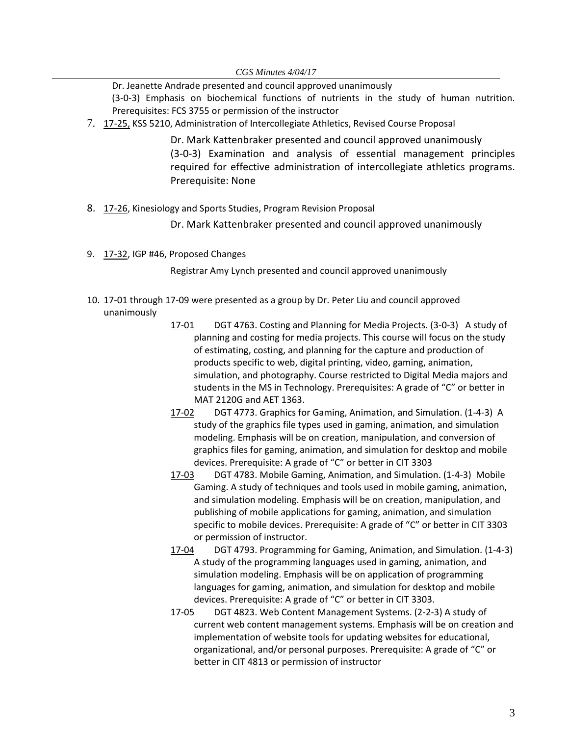Dr. Jeanette Andrade presented and council approved unanimously
(3-0-3) Emphasis on biochemical functions of nutrients in the study of human nutrition. Prerequisites: FCS 3755 or permission of the instructor

7. 17-25, KSS 5210, Administration of Intercollegiate Athletics, Revised Course Proposal

   Dr. Mark Kattenbraker presented and council approved unanimously
   (3-0-3) Examination and analysis of essential management principles required for effective administration of intercollegiate athletics programs. Prerequisite: None

8. 17-26, Kinesiology and Sports Studies, Program Revision Proposal

   Dr. Mark Kattenbraker presented and council approved unanimously

9. 17-32, IGP #46, Proposed Changes

   Registrar Amy Lynch presented and council approved unanimously

10. 17-01 through 17-09 were presented as a group by Dr. Peter Liu and council approved unanimously

    17-01 DGT 4763. Costing and Planning for Media Projects. (3-0-3) A study of planning and costing for media projects. This course will focus on the study of estimating, costing, and planning for the capture and production of products specific to web, digital printing, video, gaming, animation, simulation, and photography. Course restricted to Digital Media majors and students in the MS in Technology. Prerequisites: A grade of "C" or better in MAT 2120G and AET 1363.

    17-02 DGT 4773. Graphics for Gaming, Animation, and Simulation. (1-4-3) A study of the graphics file types used in gaming, animation, and simulation modeling. Emphasis will be on creation, manipulation, and conversion of graphics files for gaming, animation, and simulation for desktop and mobile devices. Prerequisite: A grade of "C" or better in CIT 3303

    17-03 DGT 4783. Mobile Gaming, Animation, and Simulation. (1-4-3) Mobile Gaming. A study of techniques and tools used in mobile gaming, animation, and simulation modeling. Emphasis will be on creation, manipulation, and publishing of mobile applications for gaming, animation, and simulation specific to mobile devices. Prerequisite: A grade of "C" or better in CIT 3303 or permission of instructor.

    17-04 DGT 4793. Programming for Gaming, Animation, and Simulation. (1-4-3) A study of the programming languages used in gaming, animation, and simulation modeling. Emphasis will be on application of programming languages for gaming, animation, and simulation for desktop and mobile devices. Prerequisite: A grade of "C" or better in CIT 3303.

    17-05 DGT 4823. Web Content Management Systems. (2-2-3) A study of current web content management systems. Emphasis will be on creation and implementation of website tools for updating websites for educational, organizational, and/or personal purposes. Prerequisite: A grade of "C" or better in CIT 4813 or permission of instructor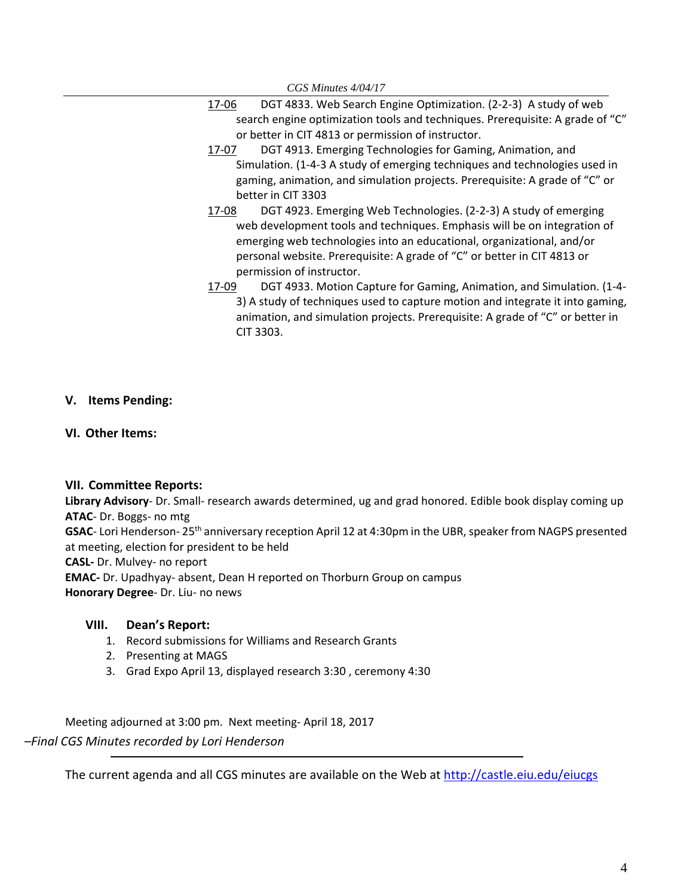17-06 DGT 4833. Web Search Engine Optimization. (2-2-3) A study of web search engine optimization tools and techniques. Prerequisite: A grade of "C" or better in CIT 4813 or permission of instructor.

17-07 DGT 4913. Emerging Technologies for Gaming, Animation, and Simulation. (1-4-3 A study of emerging techniques and technologies used in gaming, animation, and simulation projects. Prerequisite: A grade of "C" or better in CIT 3303

17-08 DGT 4923. Emerging Web Technologies. (2-2-3) A study of emerging web development tools and techniques. Emphasis will be on integration of emerging web technologies into an educational, organizational, and/or personal website. Prerequisite: A grade of "C" or better in CIT 4813 or permission of instructor.

17-09 DGT 4933. Motion Capture for Gaming, Animation, and Simulation. (1-4-3) A study of techniques used to capture motion and integrate it into gaming, animation, and simulation projects. Prerequisite: A grade of "C" or better in CIT 3303.

## V. Items Pending:

## VI. Other Items:

## VII. Committee Reports:

**Library Advisory**- Dr. Small- research awards determined, ug and grad honored. Edible book display coming up
**ATAC**- Dr. Boggs- no mtg
**GSAC**- Lori Henderson- 25th anniversary reception April 12 at 4:30pm in the UBR, speaker from NAGPS presented at meeting, election for president to be held
**CASL-** Dr. Mulvey- no report
**EMAC-** Dr. Upadhyay- absent, Dean H reported on Thorburn Group on campus
**Honorary Degree**- Dr. Liu- no news

## VIII. Dean's Report:

1. Record submissions for Williams and Research Grants
2. Presenting at MAGS
3. Grad Expo April 13, displayed research 3:30 , ceremony 4:30

Meeting adjourned at 3:00 pm. Next meeting- April 18, 2017

*–Final CGS Minutes recorded by Lori Henderson*

---

The current agenda and all CGS minutes are available on the Web at http://castle.eiu.edu/eiucgs